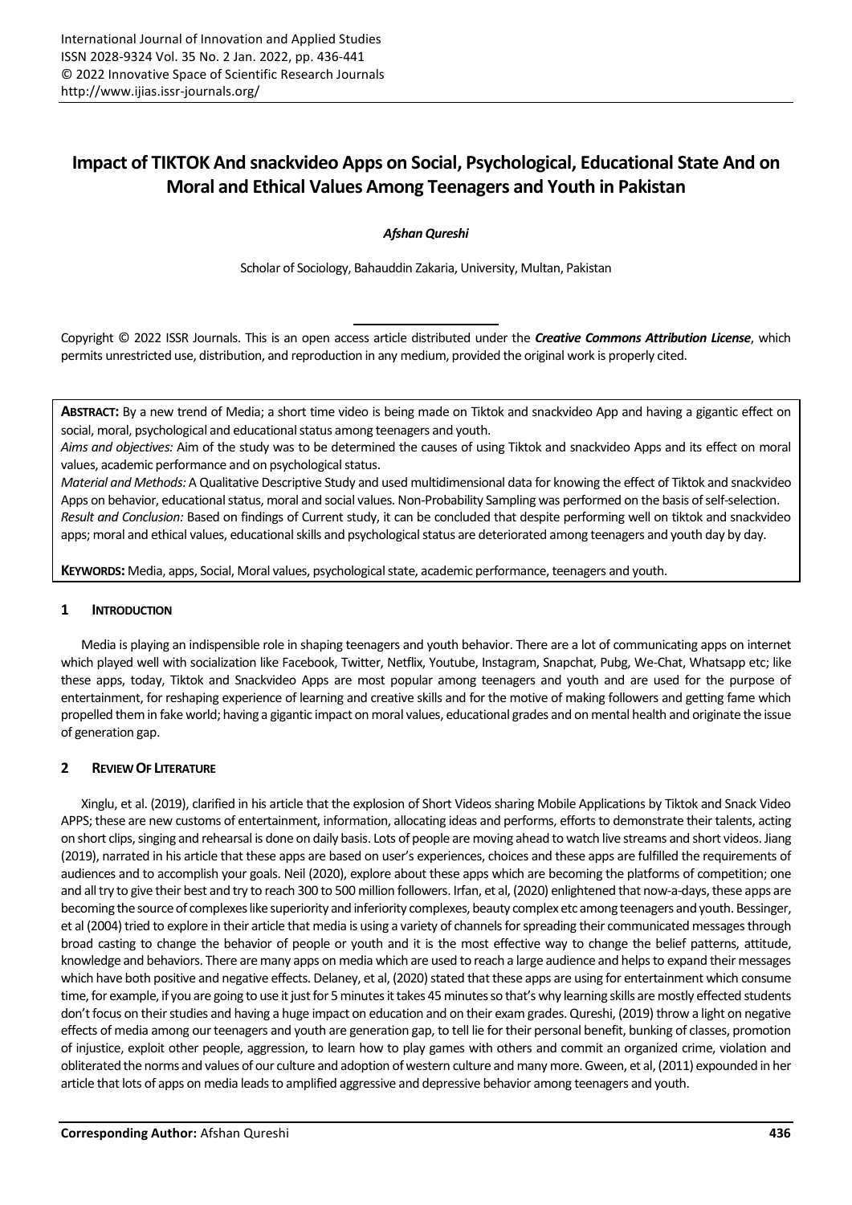# Impact of TIKTOK And snackvideo Apps on Social, Psychological, Educational State And on Moral and Ethical Values Among Teenagers and Youth in Pakistan

***Afshan Qureshi***

Scholar of Sociology, Bahauddin Zakaria, University, Multan, Pakistan

Copyright © 2022 ISSR Journals. This is an open access article distributed under the ***Creative Commons Attribution License***, which permits unrestricted use, distribution, and reproduction in any medium, provided the original work is properly cited.

**ABSTRACT:** By a new trend of Media; a short time video is being made on Tiktok and snackvideo App and having a gigantic effect on social, moral, psychological and educational status among teenagers and youth.

*Aims and objectives:* Aim of the study was to be determined the causes of using Tiktok and snackvideo Apps and its effect on moral values, academic performance and on psychological status.

*Material and Methods:* A Qualitative Descriptive Study and used multidimensional data for knowing the effect of Tiktok and snackvideo Apps on behavior, educational status, moral and social values. Non-Probability Sampling was performed on the basis of self-selection.

*Result and Conclusion:* Based on findings of Current study, it can be concluded that despite performing well on tiktok and snackvideo apps; moral and ethical values, educational skills and psychological status are deteriorated among teenagers and youth day by day.

**KEYWORDS:** Media, apps, Social, Moral values, psychological state, academic performance, teenagers and youth.

## 1 INTRODUCTION

Media is playing an indispensible role in shaping teenagers and youth behavior. There are a lot of communicating apps on internet which played well with socialization like Facebook, Twitter, Netflix, Youtube, Instagram, Snapchat, Pubg, We-Chat, Whatsapp etc; like these apps, today, Tiktok and Snackvideo Apps are most popular among teenagers and youth and are used for the purpose of entertainment, for reshaping experience of learning and creative skills and for the motive of making followers and getting fame which propelled them in fake world; having a gigantic impact on moral values, educational grades and on mental health and originate the issue of generation gap.

## 2 REVIEW OF LITERATURE

Xinglu, et al. (2019), clarified in his article that the explosion of Short Videos sharing Mobile Applications by Tiktok and Snack Video APPS; these are new customs of entertainment, information, allocating ideas and performs, efforts to demonstrate their talents, acting on short clips, singing and rehearsal is done on daily basis. Lots of people are moving ahead to watch live streams and short videos. Jiang (2019), narrated in his article that these apps are based on user's experiences, choices and these apps are fulfilled the requirements of audiences and to accomplish your goals. Neil (2020), explore about these apps which are becoming the platforms of competition; one and all try to give their best and try to reach 300 to 500 million followers. Irfan, et al, (2020) enlightened that now-a-days, these apps are becoming the source of complexes like superiority and inferiority complexes, beauty complex etc among teenagers and youth. Bessinger, et al (2004) tried to explore in their article that media is using a variety of channels for spreading their communicated messages through broad casting to change the behavior of people or youth and it is the most effective way to change the belief patterns, attitude, knowledge and behaviors. There are many apps on media which are used to reach a large audience and helps to expand their messages which have both positive and negative effects. Delaney, et al, (2020) stated that these apps are using for entertainment which consume time, for example, if you are going to use it just for 5 minutes it takes 45 minutes so that's why learning skills are mostly effected students don't focus on their studies and having a huge impact on education and on their exam grades. Qureshi, (2019) throw a light on negative effects of media among our teenagers and youth are generation gap, to tell lie for their personal benefit, bunking of classes, promotion of injustice, exploit other people, aggression, to learn how to play games with others and commit an organized crime, violation and obliterated the norms and values of our culture and adoption of western culture and many more. Gween, et al, (2011) expounded in her article that lots of apps on media leads to amplified aggressive and depressive behavior among teenagers and youth.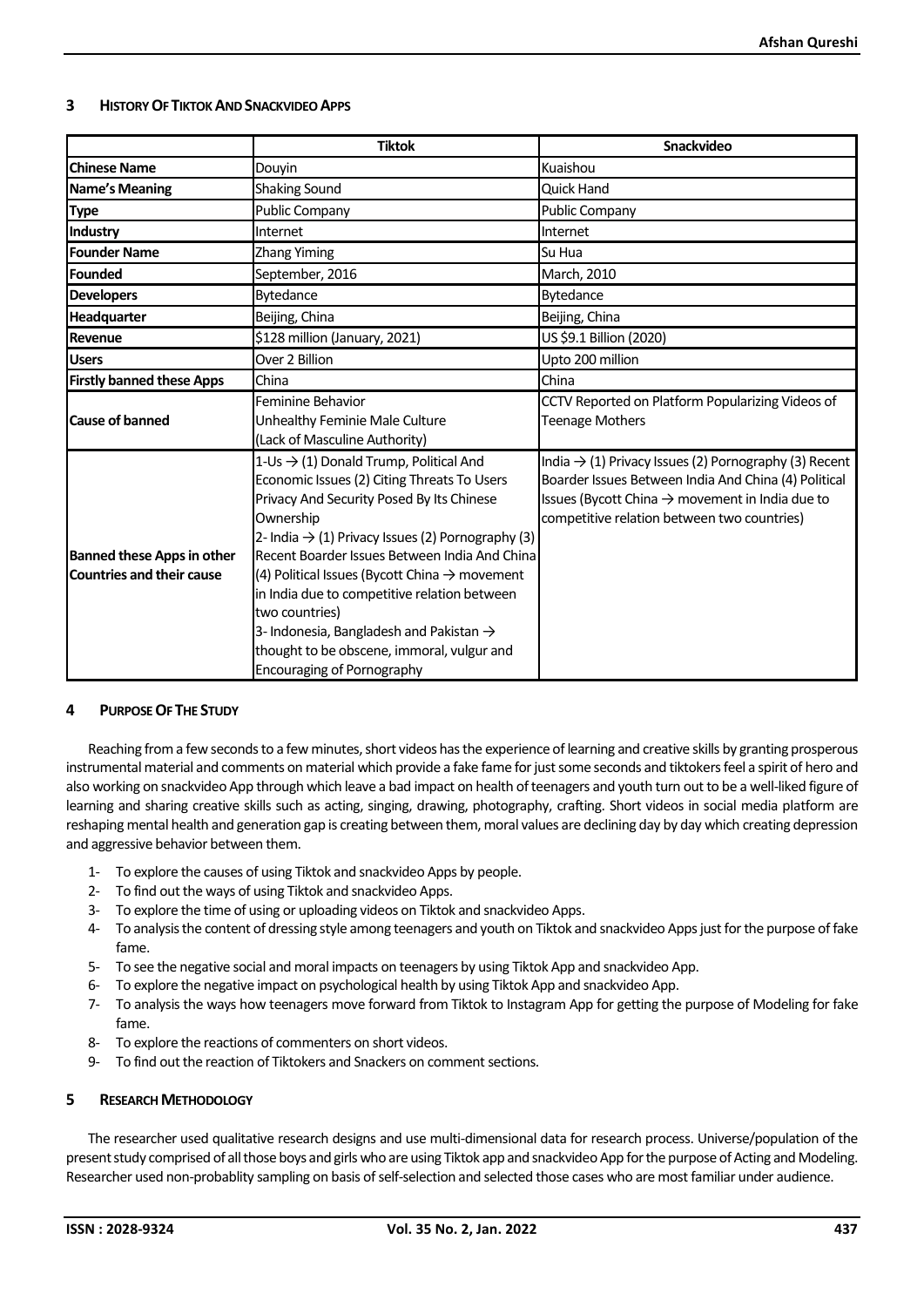## 3 HISTORY OF TIKTOK AND SNACKVIDEO APPS

| | Tiktok | Snackvideo |
|---|---|---|
| **Chinese Name** | Douyin | Kuaishou |
| **Name's Meaning** | Shaking Sound | Quick Hand |
| **Type** | Public Company | Public Company |
| **Industry** | Internet | Internet |
| **Founder Name** | Zhang Yiming | Su Hua |
| **Founded** | September, 2016 | March, 2010 |
| **Developers** | Bytedance | Bytedance |
| **Headquarter** | Beijing, China | Beijing, China |
| **Revenue** | \$128 million (January, 2021) | US \$9.1 Billion (2020) |
| **Users** | Over 2 Billion | Upto 200 million |
| **Firstly banned these Apps** | China | China |
| **Cause of banned** | Feminine Behavior<br>Unhealthy Feminie Male Culture<br>(Lack of Masculine Authority) | CCTV Reported on Platform Popularizing Videos of Teenage Mothers |
| **Banned these Apps in other Countries and their cause** | 1-Us → (1) Donald Trump, Political And Economic Issues (2) Citing Threats To Users Privacy And Security Posed By Its Chinese Ownership<br>2- India → (1) Privacy Issues (2) Pornography (3) Recent Boarder Issues Between India And China (4) Political Issues (Bycott China → movement in India due to competitive relation between two countries)<br>3- Indonesia, Bangladesh and Pakistan → thought to be obscene, immoral, vulgur and Encouraging of Pornography | India → (1) Privacy Issues (2) Pornography (3) Recent Boarder Issues Between India And China (4) Political Issues (Bycott China → movement in India due to competitive relation between two countries) |

## 4 PURPOSE OF THE STUDY

Reaching from a few seconds to a few minutes, short videos has the experience of learning and creative skills by granting prosperous instrumental material and comments on material which provide a fake fame for just some seconds and tiktokers feel a spirit of hero and also working on snackvideo App through which leave a bad impact on health of teenagers and youth turn out to be a well-liked figure of learning and sharing creative skills such as acting, singing, drawing, photography, crafting. Short videos in social media platform are reshaping mental health and generation gap is creating between them, moral values are declining day by day which creating depression and aggressive behavior between them.

1- To explore the causes of using Tiktok and snackvideo Apps by people.
2- To find out the ways of using Tiktok and snackvideo Apps.
3- To explore the time of using or uploading videos on Tiktok and snackvideo Apps.
4- To analysis the content of dressing style among teenagers and youth on Tiktok and snackvideo Apps just for the purpose of fake fame.
5- To see the negative social and moral impacts on teenagers by using Tiktok App and snackvideo App.
6- To explore the negative impact on psychological health by using Tiktok App and snackvideo App.
7- To analysis the ways how teenagers move forward from Tiktok to Instagram App for getting the purpose of Modeling for fake fame.
8- To explore the reactions of commenters on short videos.
9- To find out the reaction of Tiktokers and Snackers on comment sections.

## 5 RESEARCH METHODOLOGY

The researcher used qualitative research designs and use multi-dimensional data for research process. Universe/population of the present study comprised of all those boys and girls who are using Tiktok app and snackvideo App for the purpose of Acting and Modeling. Researcher used non-probablity sampling on basis of self-selection and selected those cases who are most familiar under audience.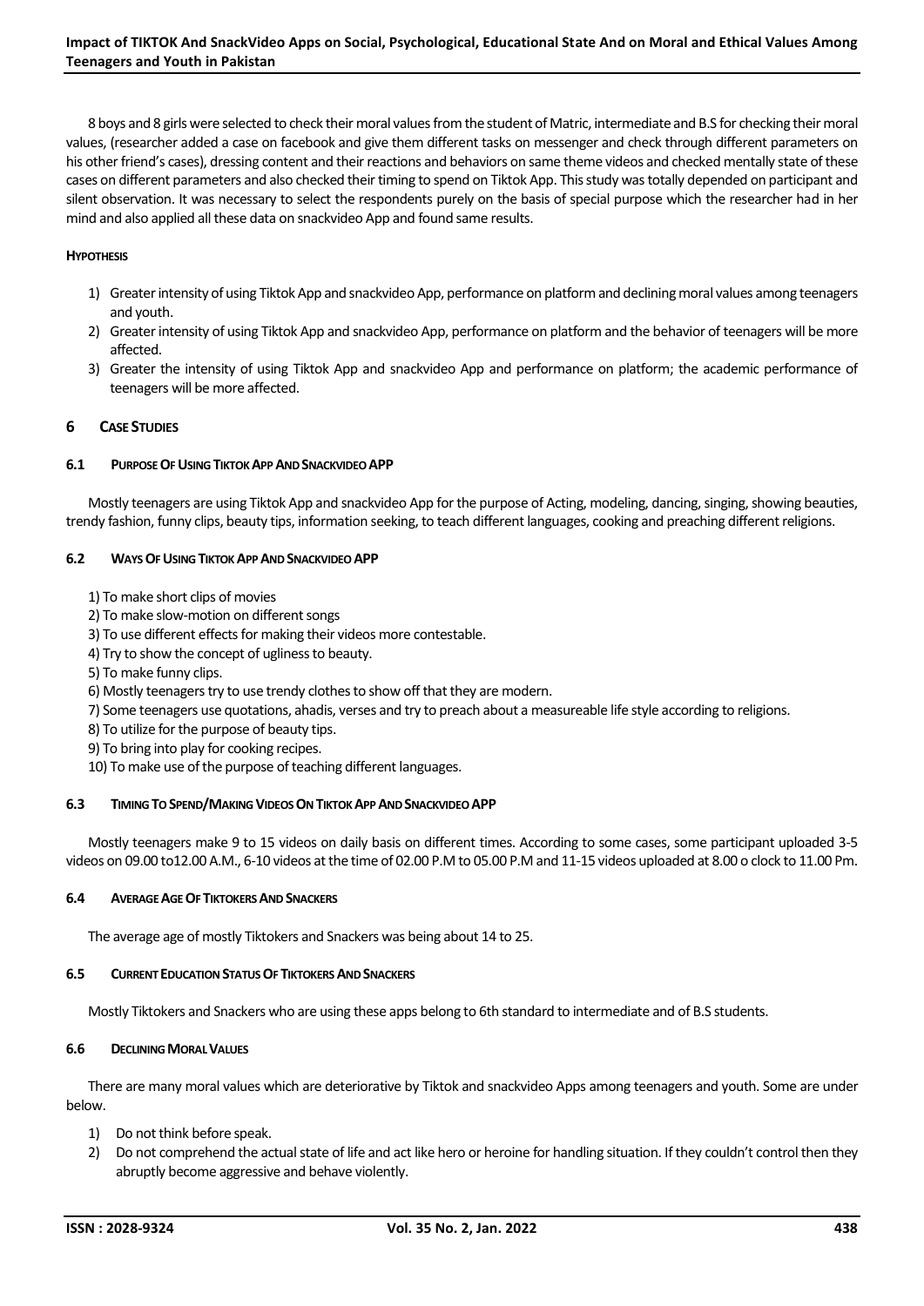8 boys and 8 girls were selected to check their moral values from the student of Matric, intermediate and B.S for checking their moral values, (researcher added a case on facebook and give them different tasks on messenger and check through different parameters on his other friend's cases), dressing content and their reactions and behaviors on same theme videos and checked mentally state of these cases on different parameters and also checked their timing to spend on Tiktok App. This study was totally depended on participant and silent observation. It was necessary to select the respondents purely on the basis of special purpose which the researcher had in her mind and also applied all these data on snackvideo App and found same results.

#### HYPOTHESIS

1) Greater intensity of using Tiktok App and snackvideo App, performance on platform and declining moral values among teenagers and youth.
2) Greater intensity of using Tiktok App and snackvideo App, performance on platform and the behavior of teenagers will be more affected.
3) Greater the intensity of using Tiktok App and snackvideo App and performance on platform; the academic performance of teenagers will be more affected.

## 6 CASE STUDIES

### 6.1 PURPOSE OF USING TIKTOK APP AND SNACKVIDEO APP

Mostly teenagers are using Tiktok App and snackvideo App for the purpose of Acting, modeling, dancing, singing, showing beauties, trendy fashion, funny clips, beauty tips, information seeking, to teach different languages, cooking and preaching different religions.

### 6.2 WAYS OF USING TIKTOK APP AND SNACKVIDEO APP

1) To make short clips of movies
2) To make slow-motion on different songs
3) To use different effects for making their videos more contestable.
4) Try to show the concept of ugliness to beauty.
5) To make funny clips.
6) Mostly teenagers try to use trendy clothes to show off that they are modern.
7) Some teenagers use quotations, ahadis, verses and try to preach about a measureable life style according to religions.
8) To utilize for the purpose of beauty tips.
9) To bring into play for cooking recipes.
10) To make use of the purpose of teaching different languages.

### 6.3 TIMING TO SPEND/MAKING VIDEOS ON TIKTOK APP AND SNACKVIDEO APP

Mostly teenagers make 9 to 15 videos on daily basis on different times. According to some cases, some participant uploaded 3-5 videos on 09.00 to12.00 A.M., 6-10 videos at the time of 02.00 P.M to 05.00 P.M and 11-15 videos uploaded at 8.00 o clock to 11.00 Pm.

### 6.4 AVERAGE AGE OF TIKTOKERS AND SNACKERS

The average age of mostly Tiktokers and Snackers was being about 14 to 25.

### 6.5 CURRENT EDUCATION STATUS OF TIKTOKERS AND SNACKERS

Mostly Tiktokers and Snackers who are using these apps belong to 6th standard to intermediate and of B.S students.

### 6.6 DECLINING MORAL VALUES

There are many moral values which are deteriorative by Tiktok and snackvideo Apps among teenagers and youth. Some are under below.

1) Do not think before speak.
2) Do not comprehend the actual state of life and act like hero or heroine for handling situation. If they couldn't control then they abruptly become aggressive and behave violently.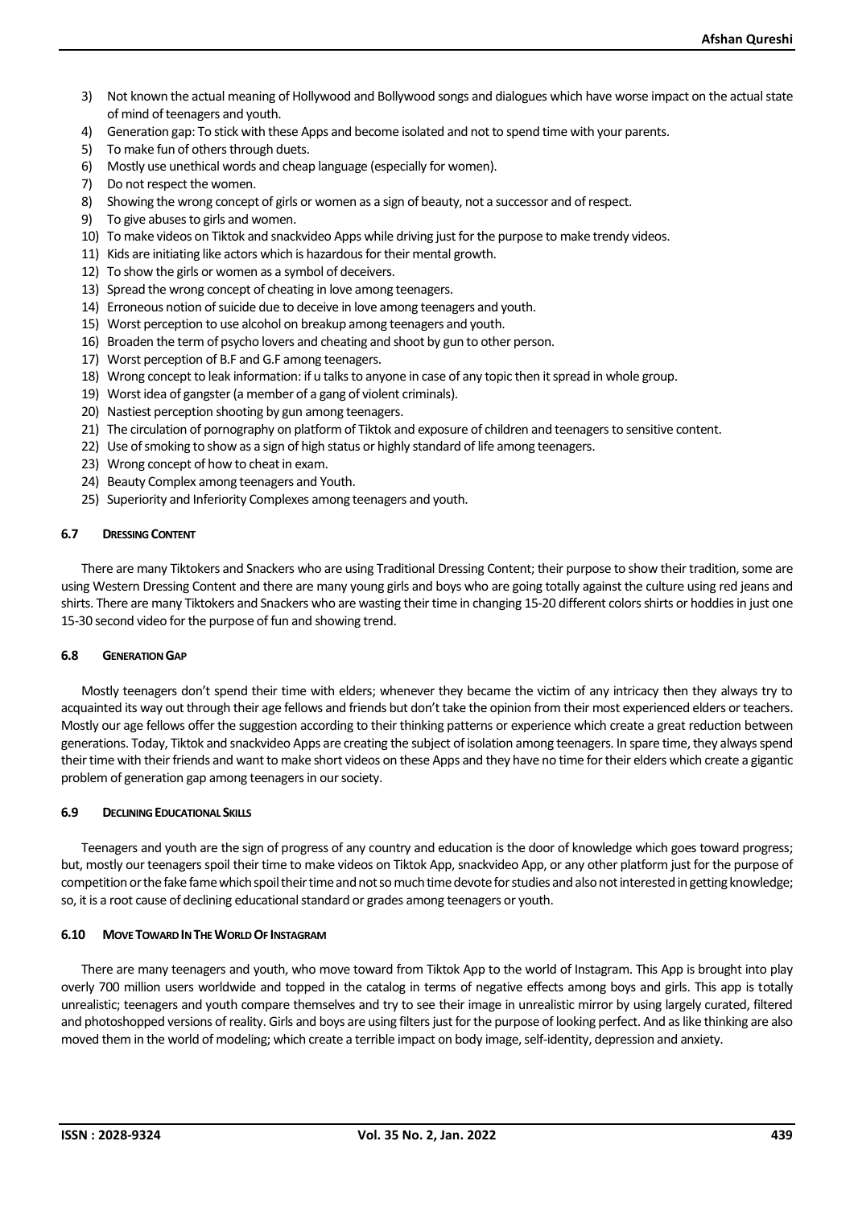3) Not known the actual meaning of Hollywood and Bollywood songs and dialogues which have worse impact on the actual state of mind of teenagers and youth.
4) Generation gap: To stick with these Apps and become isolated and not to spend time with your parents.
5) To make fun of others through duets.
6) Mostly use unethical words and cheap language (especially for women).
7) Do not respect the women.
8) Showing the wrong concept of girls or women as a sign of beauty, not a successor and of respect.
9) To give abuses to girls and women.
10) To make videos on Tiktok and snackvideo Apps while driving just for the purpose to make trendy videos.
11) Kids are initiating like actors which is hazardous for their mental growth.
12) To show the girls or women as a symbol of deceivers.
13) Spread the wrong concept of cheating in love among teenagers.
14) Erroneous notion of suicide due to deceive in love among teenagers and youth.
15) Worst perception to use alcohol on breakup among teenagers and youth.
16) Broaden the term of psycho lovers and cheating and shoot by gun to other person.
17) Worst perception of B.F and G.F among teenagers.
18) Wrong concept to leak information: if u talks to anyone in case of any topic then it spread in whole group.
19) Worst idea of gangster (a member of a gang of violent criminals).
20) Nastiest perception shooting by gun among teenagers.
21) The circulation of pornography on platform of Tiktok and exposure of children and teenagers to sensitive content.
22) Use of smoking to show as a sign of high status or highly standard of life among teenagers.
23) Wrong concept of how to cheat in exam.
24) Beauty Complex among teenagers and Youth.
25) Superiority and Inferiority Complexes among teenagers and youth.

### 6.7 Dressing Content

There are many Tiktokers and Snackers who are using Traditional Dressing Content; their purpose to show their tradition, some are using Western Dressing Content and there are many young girls and boys who are going totally against the culture using red jeans and shirts. There are many Tiktokers and Snackers who are wasting their time in changing 15-20 different colors shirts or hoddies in just one 15-30 second video for the purpose of fun and showing trend.

### 6.8 Generation Gap

Mostly teenagers don't spend their time with elders; whenever they became the victim of any intricacy then they always try to acquainted its way out through their age fellows and friends but don't take the opinion from their most experienced elders or teachers. Mostly our age fellows offer the suggestion according to their thinking patterns or experience which create a great reduction between generations. Today, Tiktok and snackvideo Apps are creating the subject of isolation among teenagers. In spare time, they always spend their time with their friends and want to make short videos on these Apps and they have no time for their elders which create a gigantic problem of generation gap among teenagers in our society.

### 6.9 Declining Educational Skills

Teenagers and youth are the sign of progress of any country and education is the door of knowledge which goes toward progress; but, mostly our teenagers spoil their time to make videos on Tiktok App, snackvideo App, or any other platform just for the purpose of competition or the fake fame which spoil their time and not so much time devote for studies and also not interested in getting knowledge; so, it is a root cause of declining educational standard or grades among teenagers or youth.

### 6.10 Move Toward In The World Of Instagram

There are many teenagers and youth, who move toward from Tiktok App to the world of Instagram. This App is brought into play overly 700 million users worldwide and topped in the catalog in terms of negative effects among boys and girls. This app is totally unrealistic; teenagers and youth compare themselves and try to see their image in unrealistic mirror by using largely curated, filtered and photoshopped versions of reality. Girls and boys are using filters just for the purpose of looking perfect. And as like thinking are also moved them in the world of modeling; which create a terrible impact on body image, self-identity, depression and anxiety.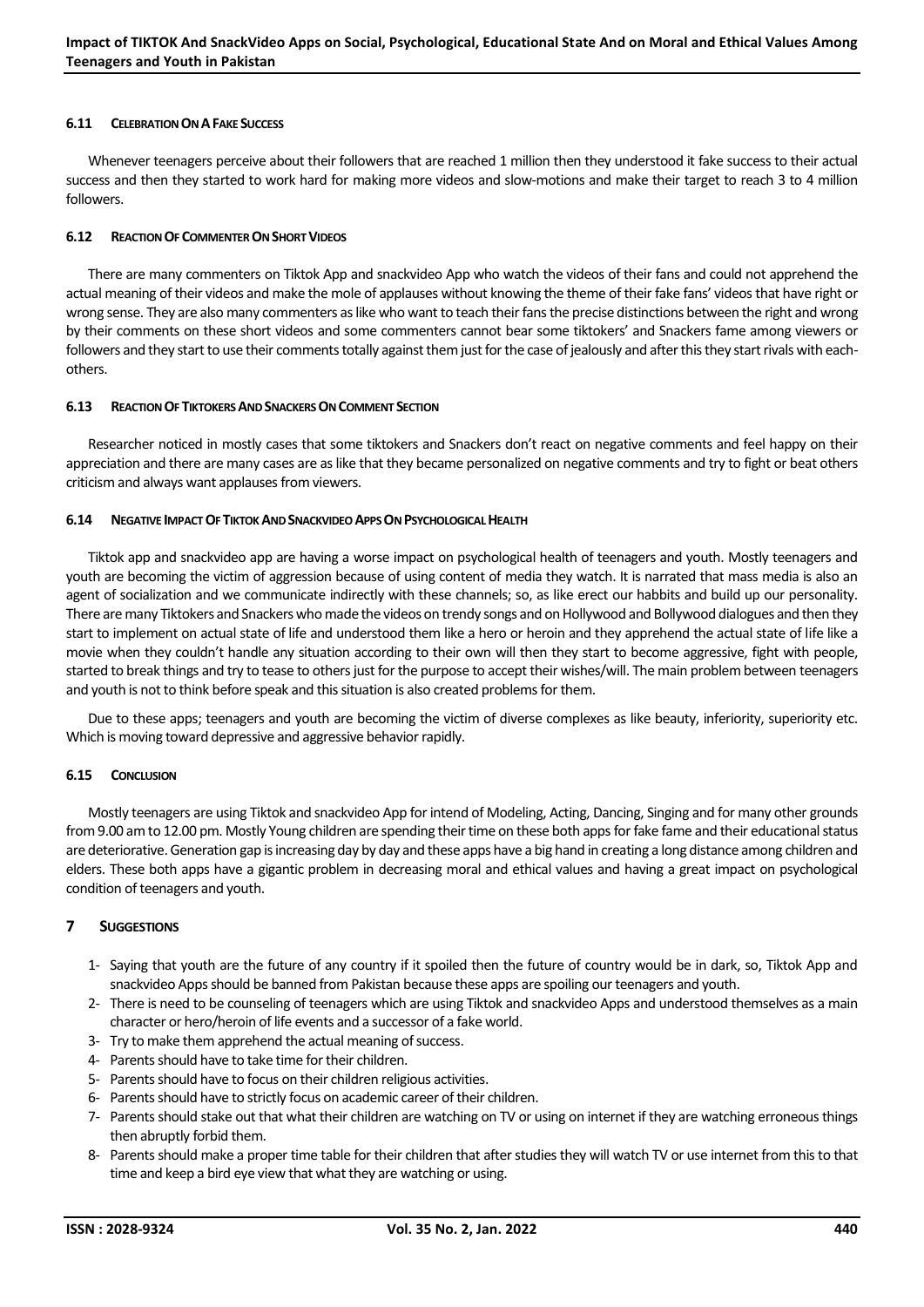#### 6.11 Celebration On A Fake Success

Whenever teenagers perceive about their followers that are reached 1 million then they understood it fake success to their actual success and then they started to work hard for making more videos and slow-motions and make their target to reach 3 to 4 million followers.

#### 6.12 Reaction Of Commenter On Short Videos

There are many commenters on Tiktok App and snackvideo App who watch the videos of their fans and could not apprehend the actual meaning of their videos and make the mole of applauses without knowing the theme of their fake fans' videos that have right or wrong sense. They are also many commenters as like who want to teach their fans the precise distinctions between the right and wrong by their comments on these short videos and some commenters cannot bear some tiktokers' and Snackers fame among viewers or followers and they start to use their comments totally against them just for the case of jealously and after this they start rivals with each-others.

#### 6.13 Reaction Of Tiktokers And Snackers On Comment Section

Researcher noticed in mostly cases that some tiktokers and Snackers don't react on negative comments and feel happy on their appreciation and there are many cases are as like that they became personalized on negative comments and try to fight or beat others criticism and always want applauses from viewers.

#### 6.14 Negative Impact Of Tiktok And Snackvideo Apps On Psychological Health

Tiktok app and snackvideo app are having a worse impact on psychological health of teenagers and youth. Mostly teenagers and youth are becoming the victim of aggression because of using content of media they watch. It is narrated that mass media is also an agent of socialization and we communicate indirectly with these channels; so, as like erect our habbits and build up our personality. There are many Tiktokers and Snackers who made the videos on trendy songs and on Hollywood and Bollywood dialogues and then they start to implement on actual state of life and understood them like a hero or heroin and they apprehend the actual state of life like a movie when they couldn't handle any situation according to their own will then they start to become aggressive, fight with people, started to break things and try to tease to others just for the purpose to accept their wishes/will. The main problem between teenagers and youth is not to think before speak and this situation is also created problems for them.

Due to these apps; teenagers and youth are becoming the victim of diverse complexes as like beauty, inferiority, superiority etc. Which is moving toward depressive and aggressive behavior rapidly.

#### 6.15 Conclusion

Mostly teenagers are using Tiktok and snackvideo App for intend of Modeling, Acting, Dancing, Singing and for many other grounds from 9.00 am to 12.00 pm. Mostly Young children are spending their time on these both apps for fake fame and their educational status are deteriorative. Generation gap is increasing day by day and these apps have a big hand in creating a long distance among children and elders. These both apps have a gigantic problem in decreasing moral and ethical values and having a great impact on psychological condition of teenagers and youth.

## 7 Suggestions

1- Saying that youth are the future of any country if it spoiled then the future of country would be in dark, so, Tiktok App and snackvideo Apps should be banned from Pakistan because these apps are spoiling our teenagers and youth.
2- There is need to be counseling of teenagers which are using Tiktok and snackvideo Apps and understood themselves as a main character or hero/heroin of life events and a successor of a fake world.
3- Try to make them apprehend the actual meaning of success.
4- Parents should have to take time for their children.
5- Parents should have to focus on their children religious activities.
6- Parents should have to strictly focus on academic career of their children.
7- Parents should stake out that what their children are watching on TV or using on internet if they are watching erroneous things then abruptly forbid them.
8- Parents should make a proper time table for their children that after studies they will watch TV or use internet from this to that time and keep a bird eye view that what they are watching or using.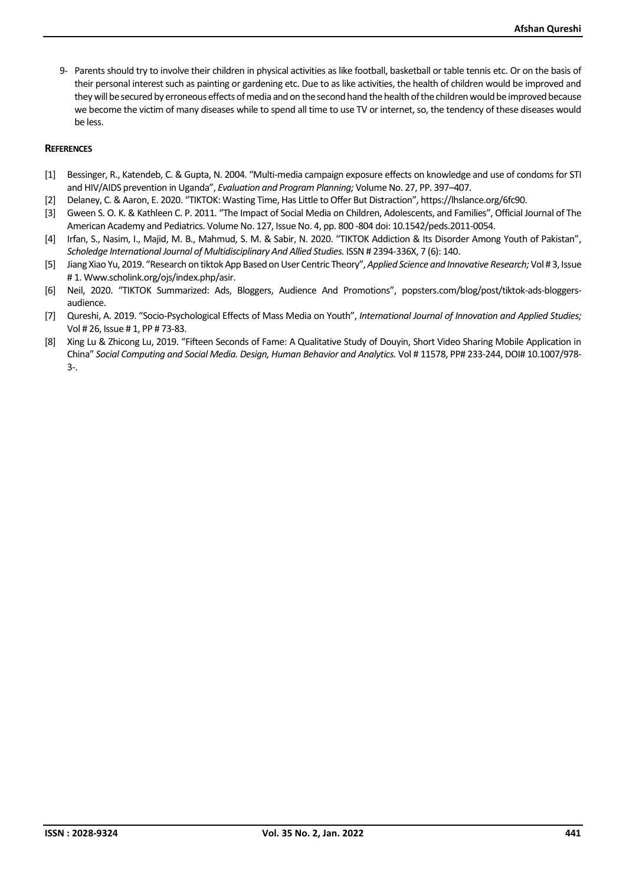9- Parents should try to involve their children in physical activities as like football, basketball or table tennis etc. Or on the basis of their personal interest such as painting or gardening etc. Due to as like activities, the health of children would be improved and they will be secured by erroneous effects of media and on the second hand the health of the children would be improved because we become the victim of many diseases while to spend all time to use TV or internet, so, the tendency of these diseases would be less.

## References

[1] Bessinger, R., Katendeb, C. & Gupta, N. 2004. "Multi-media campaign exposure effects on knowledge and use of condoms for STI and HIV/AIDS prevention in Uganda", *Evaluation and Program Planning;* Volume No. 27, PP. 397–407.

[2] Delaney, C. & Aaron, E. 2020. "TIKTOK: Wasting Time, Has Little to Offer But Distraction", https://lhslance.org/6fc90.

[3] Gween S. O. K. & Kathleen C. P. 2011. "The Impact of Social Media on Children, Adolescents, and Families", Official Journal of The American Academy and Pediatrics. Volume No. 127, Issue No. 4, pp. 800 -804 doi: 10.1542/peds.2011-0054.

[4] Irfan, S., Nasim, I., Majid, M. B., Mahmud, S. M. & Sabir, N. 2020. "TIKTOK Addiction & Its Disorder Among Youth of Pakistan", *Scholedge International Journal of Multidisciplinary And Allied Studies.* ISSN # 2394-336X, 7 (6): 140.

[5] Jiang Xiao Yu, 2019. "Research on tiktok App Based on User Centric Theory", *Applied Science and Innovative Research;* Vol # 3, Issue # 1. Www.scholink.org/ojs/index.php/asir.

[6] Neil, 2020. "TIKTOK Summarized: Ads, Bloggers, Audience And Promotions", popsters.com/blog/post/tiktok-ads-bloggers-audience.

[7] Qureshi, A. 2019. "Socio-Psychological Effects of Mass Media on Youth", *International Journal of Innovation and Applied Studies;* Vol # 26, Issue # 1, PP # 73-83.

[8] Xing Lu & Zhicong Lu, 2019. "Fifteen Seconds of Fame: A Qualitative Study of Douyin, Short Video Sharing Mobile Application in China" *Social Computing and Social Media. Design, Human Behavior and Analytics.* Vol # 11578, PP# 233-244, DOI# 10.1007/978-3-.